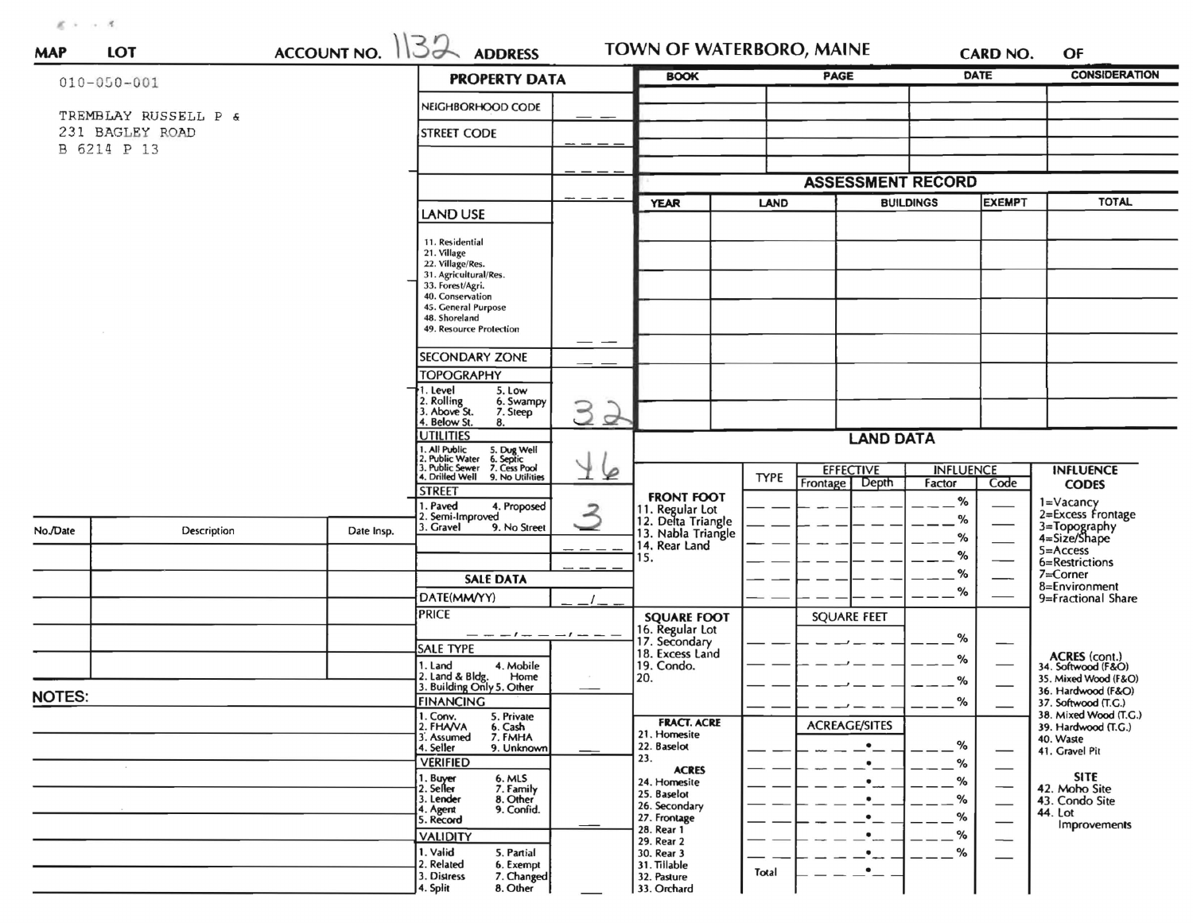**MAP** **LOT** **ACCOUNT NO.** 1132 **ADDRESS** **TOWN OF WATERBORO, MAINE** **CARD NO.** **OF**

010-050-001

TREMBLAY RUSSELL P &
231 BAGLEY ROAD
B 6214 P 13

## PROPERTY DATA

| | |
|---|---|
| NEIGHBORHOOD CODE | |
| STREET CODE | |
| | |
| | |
| LAND USE<br>11. Residential<br>21. Village<br>22. Village/Res.<br>31. Agricultural/Res.<br>33. Forest/Agri.<br>40. Conservation<br>45. General Purpose<br>48. Shoreland<br>49. Resource Protection | |
| SECONDARY ZONE | |
| TOPOGRAPHY<br>1. Level 5. Low<br>2. Rolling 6. Swampy<br>3. Above St. 7. Steep<br>4. Below St. 8. | 32 |
| UTILITIES<br>1. All Public 5. Dug Well<br>2. Public Water 6. Septic<br>3. Public Sewer 7. Cess Pool<br>4. Drilled Well 9. No Utilities | 46 |
| STREET<br>1. Paved 4. Proposed<br>2. Semi-Improved<br>3. Gravel 9. No Street | 3 |

| BOOK | PAGE | DATE | CONSIDERATION |
|---|---|---|---|
| | | | |
| | | | |
| | | | |
| | | | |
| | | | |

## ASSESSMENT RECORD

| YEAR | LAND | BUILDINGS | EXEMPT | TOTAL |
|---|---|---|---|---|
| | | | | |
| | | | | |
| | | | | |
| | | | | |
| | | | | |
| | | | | |
| | | | | |

| No./Date | Description | Date Insp. |
|---|---|---|
| | | |
| | | |
| | | |
| | | |
| | | |

## SALE DATA

| | |
|---|---|
| DATE(MM/YY) | __/__ |
| PRICE | ___,___,___ |
| SALE TYPE<br>1. Land 4. Mobile Home<br>2. Land & Bldg.<br>3. Building Only 5. Other | |
| FINANCING<br>1. Conv. 5. Private<br>2. FHA/VA 6. Cash<br>3. Assumed 7. FMHA<br>4. Seller 9. Unknown | |
| VERIFIED<br>1. Buyer 6. MLS<br>2. Seller 7. Family<br>3. Lender 8. Other<br>4. Agent 9. Confid.<br>5. Record | |
| VALIDITY<br>1. Valid 5. Partial<br>2. Related 6. Exempt<br>3. Distress 7. Changed<br>4. Split 8. Other | |

**NOTES:**

## LAND DATA

| | TYPE | EFFECTIVE Frontage | EFFECTIVE Depth | INFLUENCE Factor | INFLUENCE Code |
|---|---|---|---|---|---|
| **FRONT FOOT**<br>11. Regular Lot<br>12. Delta Triangle<br>13. Nabla Triangle<br>14. Rear Land<br>15. | | | | % | |
| **SQUARE FOOT**<br>16. Regular Lot<br>17. Secondary<br>18. Excess Land<br>19. Condo.<br>20. | | SQUARE FEET | | % | |
| **FRACT. ACRE**<br>21. Homesite<br>22. Baselot<br>23.<br>**ACRES**<br>24. Homesite<br>25. Baselot<br>26. Secondary<br>27. Frontage<br>28. Rear 1<br>29. Rear 2<br>30. Rear 3<br>31. Tillable<br>32. Pasture<br>33. Orchard | Total | ACREAGE/SITES | | % | |

**INFLUENCE CODES**
1=Vacancy
2=Excess Frontage
3=Topography
4=Size/Shape
5=Access
6=Restrictions
7=Corner
8=Environment
9=Fractional Share

**ACRES (cont.)**
34. Softwood (F&O)
35. Mixed Wood (F&O)
36. Hardwood (F&O)
37. Softwood (T.G.)
38. Mixed Wood (T.G.)
39. Hardwood (T.G.)
40. Waste
41. Gravel Pit

**SITE**
42. Moho Site
43. Condo Site
44. Lot Improvements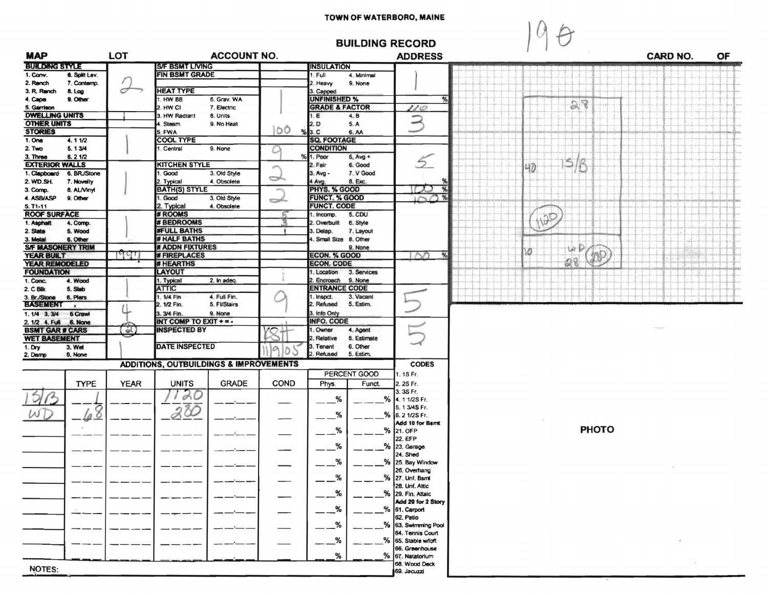TOWN OF WATERBORO, MAINE

190

## BUILDING RECORD

| MAP | LOT | ACCOUNT NO. | ADDRESS | CARD NO. | OF |
|---|---|---|---|---|---|
| | | | | | |

| Field | Value | Field | Value | Field | Value |
|---|---|---|---|---|---|
| **BUILDING STYLE** 1. Conv. 2. Ranch 3. R. Ranch 4. Cape 5. Garrison 6. Split Lev. 7. Contemp. 8. Log 9. Other | 2 | **S/F BSMT LIVING** | | **INSULATION** 1. Full 2. Heavy 3. Capped 4. Minimal 9. None | 1 |
| **DWELLING UNITS** | 1 | **FIN BSMT GRADE** | | **UNFINISHED %** | % |
| **OTHER UNITS** | | **HEAT TYPE** 1. HW BB 2. HW CI 3. HW Radiant 4. Steam 5. FWA 6. Grav. WA 7. Electric 8. Units 9. No Heat | 1 / 100 % | **GRADE & FACTOR** 1. E 2. D 3. C 4. B 5. A 6. AA | 110 / 3 |
| **STORIES** 1. One 2. Two 3. Three 4. 1 1/2 5. 1 3/4 6. 2 1/2 | 1 | **COOL TYPE** 1. Central 9. None | 9 % | **SQ. FOOTAGE** | |
| **EXTERIOR WALLS** 1. Clapboard 2. WD.SH. 3. Comp. 4. ASB/ASP 5. T1-11 6. BR./Stone 7. Novelty 8. AL/Vinyl 9. Other | 1 | **KITCHEN STYLE** 1. Good 2. Typical 3. Old Style 4. Obsolete | 2 | **CONDITION** 1. Poor 2. Fair 3. Avg - 4 Avg. 5. Avg + 6. Good 7. V Good 8. Exc. | 5 |
| | | **BATH(S) STYLE** 1. Good 2. Typical 3. Old Style 4. Obsolete | 2 | **PHYS. % GOOD** | 100 % |
| **ROOF SURFACE** 1. Asphalt 2. Slate 3. Metal 4. Comp. 5. Wood 6. Other | 1 | **# ROOMS** | 5 | **FUNCT. % GOOD** | 100 % |
| | | **# BEDROOMS** | 3 | **FUNCT. CODE** 1. Incomp. 2. Overbuilt 3. Delap. 4. Small Size 5. CDU 6. Style 7. Layout 8. Other 9. None | |
| | | **#FULL BATHS** | 1 | | |
| | | **# HALF BATHS** | | | |
| **S/F MASONRY TRIM** | | **# ADDN FIXTURES** | | | |
| **YEAR BUILT** | 1997 | **# FIREPLACES** | | **ECON. % GOOD** | 100 % |
| **YEAR REMODELED** | | **# HEARTHS** | | **ECON. CODE** 1. Location 2. Encroach 3. Services 9. None | |
| **FOUNDATION** 1. Conc. 2. C Blk 3. Br./Stone 4. Wood 5. Slab 6. Piers | 1 | **LAYOUT** 1. Typical 2. In adeq. | 1 | | |
| **BASEMENT** 1. 1/4 2. 1/2 3. 3/4 4. Full 5 Crawl 6. None | 4 | **ATTIC** 1. 1/4 Fin 2. 1/2 Fin. 3. 3/4 Fin. 4. Full Fin. 5. Fl/Stairs 9. None | 9 | **ENTRANCE CODE** 1. Inspct. 2. Refused 3. Info Only 3. Vacant 5. Estim. | 5 |
| **BSMT GAR # CARS** | 2 | **INT COMP TO EXIT + = -** | | **INFO. CODE** 1. Owner 2. Relative 3. Tenant 4. Agent 5. Estimate 6. Other 2. Refused 5. Estim. | 5 |
| **WET BASEMENT** 1. Dry 2. Damp 3. Wet 9. None | 1 | **INSPECTED BY** | KSH | | |
| | | **DATE INSPECTED** | 11/9/05 | | |

Sketch: 28 x 40 — 1S/B (1120); 10 x 28 — WD (280)

### ADDITIONS, OUTBUILDINGS & IMPROVEMENTS

| | TYPE | YEAR | UNITS | GRADE | COND | PERCENT GOOD Phys. | Funct. |
|---|---|---|---|---|---|---|---|
| 1S/B | 1 | | 1120 | | | % | % |
| WD | 68 | | 280 | | | % | % |
| | | | | | | % | % |
| | | | | | | % | % |
| | | | | | | % | % |
| | | | | | | % | % |
| | | | | | | % | % |
| | | | | | | % | % |
| | | | | | | % | % |
| | | | | | | % | % |
| | | | | | | % | % |

**CODES**
1. 1S Fr.
2. 2S Fr.
3. 3S Fr.
4. 1 1/2S Fr.
5. 1 3/4S Fr.
6. 2 1/2S Fr.
Add 10 for Bsmt
21. OFP
22. EFP
23. Garage
24. Shed
25. Bay Window
26. Overhang
27. Unf. Bsmt
28. Unf. Attic
29. Fin. Attaic
Add 20 for 2 Story
61. Carport
62. Patio
63. Swimming Pool
64. Tennis Court
65. Stable w/loft
66. Greenhouse
67. Natatorium
68. Wood Deck
69. Jacuzzi

PHOTO

NOTES: